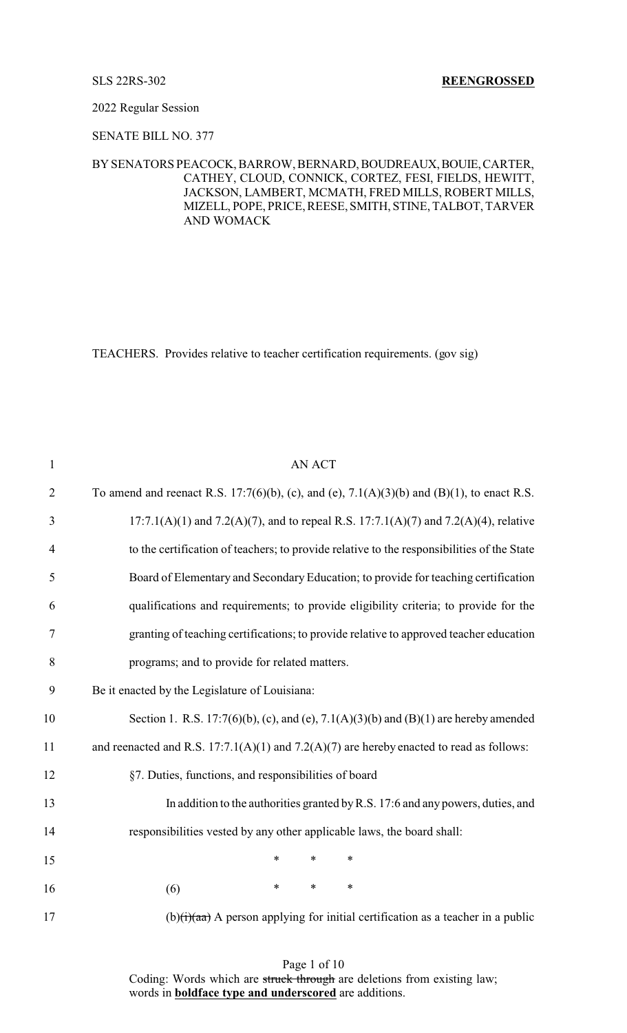SLS 22RS-302 **REENGROSSED**

2022 Regular Session

SENATE BILL NO. 377

BY SENATORS PEACOCK, BARROW, BERNARD, BOUDREAUX, BOUIE, CARTER, CATHEY, CLOUD, CONNICK, CORTEZ, FESI, FIELDS, HEWITT, JACKSON, LAMBERT, MCMATH, FRED MILLS, ROBERT MILLS, MIZELL, POPE, PRICE, REESE, SMITH, STINE, TALBOT, TARVER AND WOMACK

TEACHERS. Provides relative to teacher certification requirements. (gov sig)

AN ACT

To amend and reenact R.S. 17:7(6)(b), (c), and (e), 7.1(A)(3)(b) and (B)(1), to enact R.S. 17:7.1(A)(1) and 7.2(A)(7), and to repeal R.S. 17:7.1(A)(7) and 7.2(A)(4), relative to the certification of teachers; to provide relative to the responsibilities of the State Board of Elementary and Secondary Education; to provide for teaching certification qualifications and requirements; to provide eligibility criteria; to provide for the granting of teaching certifications; to provide relative to approved teacher education programs; and to provide for related matters.

Be it enacted by the Legislature of Louisiana:

Section 1. R.S. 17:7(6)(b), (c), and (e), 7.1(A)(3)(b) and (B)(1) are hereby amended and reenacted and R.S. 17:7.1(A)(1) and 7.2(A)(7) are hereby enacted to read as follows:

§7. Duties, functions, and responsibilities of board

In addition to the authorities granted by R.S. 17:6 and any powers, duties, and responsibilities vested by any other applicable laws, the board shall:

\* \* \*

(6) \* \* \*

(b)~~(i)(aa)~~ A person applying for initial certification as a teacher in a public

Coding: Words which are ~~struck through~~ are deletions from existing law; words in **<u>boldface type and underscored</u>** are additions.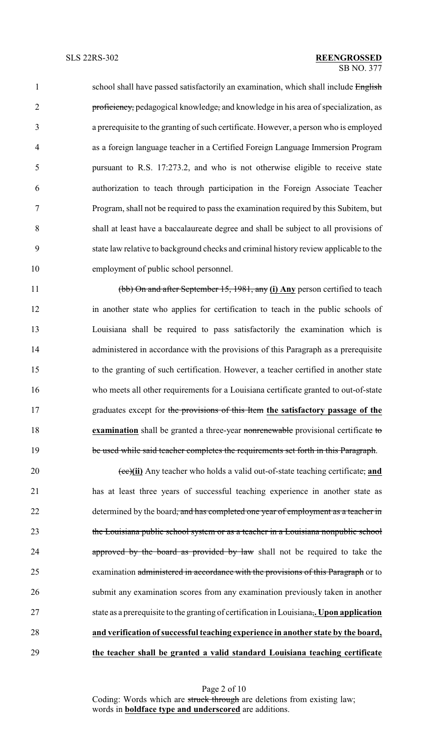school shall have passed satisfactorily an examination, which shall include ~~English proficiency,~~ pedagogical knowledge~~,~~ and knowledge in his area of specialization, as a prerequisite to the granting of such certificate. However, a person who is employed as a foreign language teacher in a Certified Foreign Language Immersion Program pursuant to R.S. 17:273.2, and who is not otherwise eligible to receive state authorization to teach through participation in the Foreign Associate Teacher Program, shall not be required to pass the examination required by this Subitem, but shall at least have a baccalaureate degree and shall be subject to all provisions of state law relative to background checks and criminal history review applicable to the employment of public school personnel.

~~(bb) On and after September 15, 1981, any~~ **(i) Any** person certified to teach in another state who applies for certification to teach in the public schools of Louisiana shall be required to pass satisfactorily the examination which is administered in accordance with the provisions of this Paragraph as a prerequisite to the granting of such certification. However, a teacher certified in another state who meets all other requirements for a Louisiana certificate granted to out-of-state graduates except for ~~the provisions of this Item~~ **the satisfactory passage of the examination** shall be granted a three-year ~~nonrenewable~~ provisional certificate ~~to be used while said teacher completes the requirements set forth in this Paragraph~~.

~~(cc)~~**(ii)** Any teacher who holds a valid out-of-state teaching certificate~~,~~ **and** has at least three years of successful teaching experience in another state as determined by the board~~, and has completed one year of employment as a teacher in the Louisiana public school system or as a teacher in a Louisiana nonpublic school approved by the board as provided by law~~ shall not be required to take the examination ~~administered in accordance with the provisions of this Paragraph~~ or to submit any examination scores from any examination previously taken in another state as a prerequisite to the granting of certification in Louisiana~~,~~**. Upon application and verification of successful teaching experience in another state by the board, the teacher shall be granted a valid standard Louisiana teaching certificate**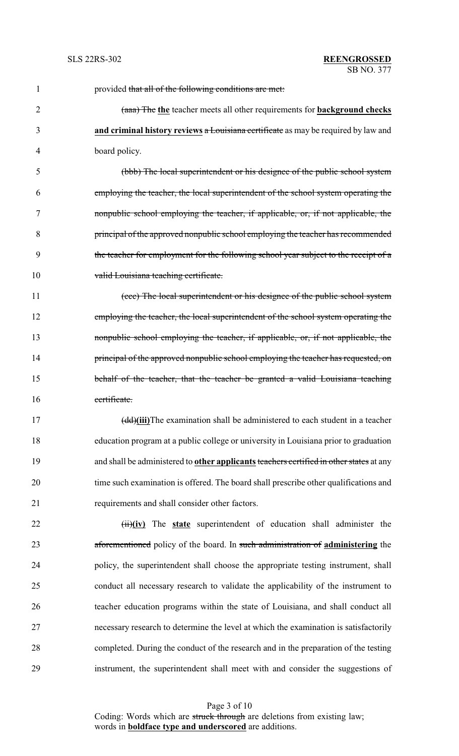provided ~~that all of the following conditions are met:~~

~~(aaa) The~~ **the** teacher meets all other requirements for **background checks and criminal history reviews** ~~a Louisiana certificate~~ as may be required by law and board policy.

~~(bbb) The local superintendent or his designee of the public school system employing the teacher, the local superintendent of the school system operating the nonpublic school employing the teacher, if applicable, or, if not applicable, the principal of the approved nonpublic school employing the teacher has recommended the teacher for employment for the following school year subject to the receipt of a valid Louisiana teaching certificate.~~

~~(ccc) The local superintendent or his designee of the public school system employing the teacher, the local superintendent of the school system operating the nonpublic school employing the teacher, if applicable, or, if not applicable, the principal of the approved nonpublic school employing the teacher has requested, on behalf of the teacher, that the teacher be granted a valid Louisiana teaching certificate.~~

~~(dd)~~**(iii)**The examination shall be administered to each student in a teacher education program at a public college or university in Louisiana prior to graduation and shall be administered to **other applicants** ~~teachers certified in other states~~ at any time such examination is offered. The board shall prescribe other qualifications and requirements and shall consider other factors.

~~(ii)~~**(iv)** The **state** superintendent of education shall administer the ~~aforementioned~~ policy of the board. In ~~such administration of~~ **administering** the policy, the superintendent shall choose the appropriate testing instrument, shall conduct all necessary research to validate the applicability of the instrument to teacher education programs within the state of Louisiana, and shall conduct all necessary research to determine the level at which the examination is satisfactorily completed. During the conduct of the research and in the preparation of the testing instrument, the superintendent shall meet with and consider the suggestions of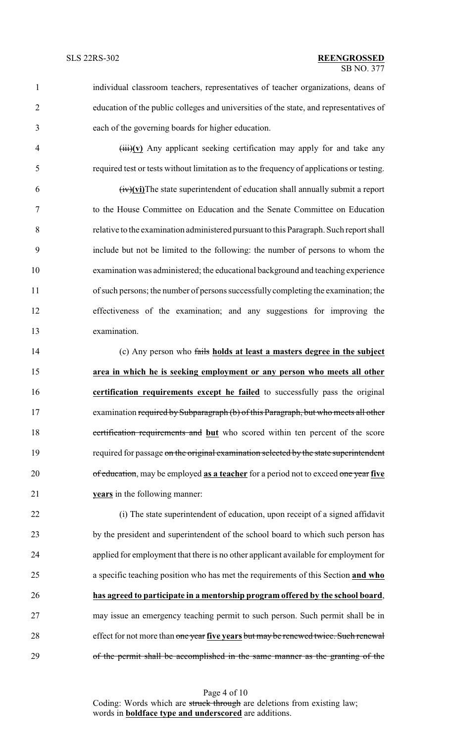individual classroom teachers, representatives of teacher organizations, deans of education of the public colleges and universities of the state, and representatives of each of the governing boards for higher education.

~~(iii)~~**(v)** Any applicant seeking certification may apply for and take any required test or tests without limitation as to the frequency of applications or testing.

~~(iv)~~**(vi)**The state superintendent of education shall annually submit a report to the House Committee on Education and the Senate Committee on Education relative to the examination administered pursuant to this Paragraph. Such report shall include but not be limited to the following: the number of persons to whom the examination was administered; the educational background and teaching experience of such persons; the number of persons successfully completing the examination; the effectiveness of the examination; and any suggestions for improving the examination.

(c) Any person who ~~fails~~ **holds at least a masters degree in the subject area in which he is seeking employment or any person who meets all other certification requirements except he failed** to successfully pass the original examination ~~required by Subparagraph (b) of this Paragraph, but who meets all other certification requirements and~~ **but** who scored within ten percent of the score required for passage ~~on the original examination selected by the state superintendent of education~~, may be employed **as a teacher** for a period not to exceed ~~one year~~ **five years** in the following manner:

(i) The state superintendent of education, upon receipt of a signed affidavit by the president and superintendent of the school board to which such person has applied for employment that there is no other applicant available for employment for a specific teaching position who has met the requirements of this Section **and who has agreed to participate in a mentorship program offered by the school board**, may issue an emergency teaching permit to such person. Such permit shall be in effect for not more than ~~one year~~ **five years** ~~but may be renewed twice. Such renewal of the permit shall be accomplished in the same manner as the granting of the~~

Coding: Words which are ~~struck through~~ are deletions from existing law; words in **boldface type and underscored** are additions.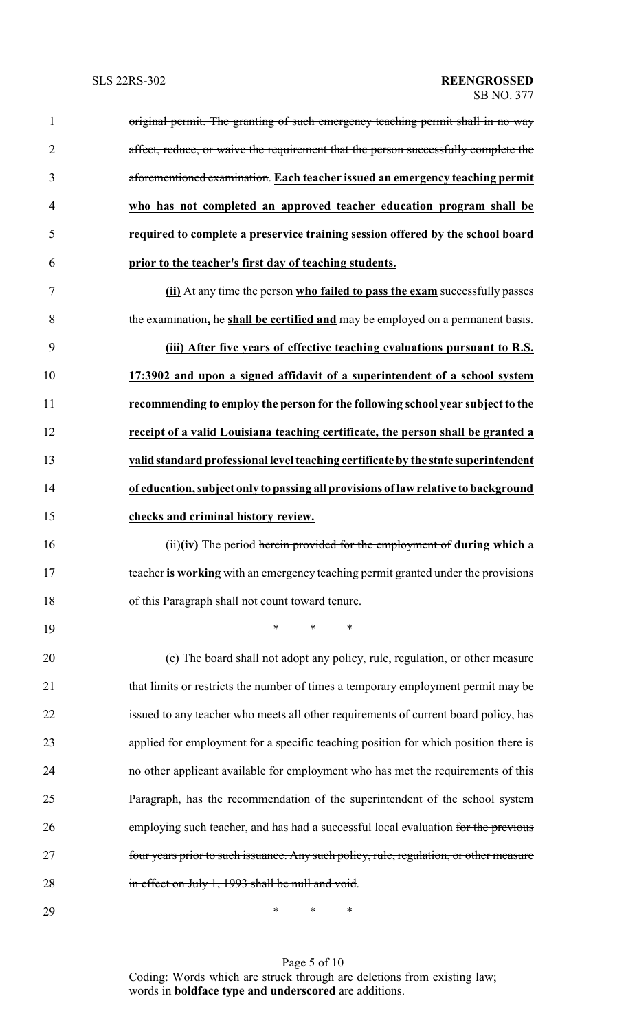~~original permit. The granting of such emergency teaching permit shall in no way affect, reduce, or waive the requirement that the person successfully complete the aforementioned examination.~~ **<u>Each teacher issued an emergency teaching permit who has not completed an approved teacher education program shall be required to complete a preservice training session offered by the school board prior to the teacher's first day of teaching students.</u>**

**<u>(ii)</u>** At any time the person **<u>who failed to pass the exam</u>** successfully passes the examination**<u>,</u>** he **<u>shall be certified and</u>** may be employed on a permanent basis.

**<u>(iii) After five years of effective teaching evaluations pursuant to R.S. 17:3902 and upon a signed affidavit of a superintendent of a school system recommending to employ the person for the following school year subject to the receipt of a valid Louisiana teaching certificate, the person shall be granted a valid standard professional level teaching certificate by the state superintendent of education, subject only to passing all provisions of law relative to background checks and criminal history review.</u>**

~~(ii)~~**<u>(iv)</u>** The period ~~herein provided for the employment of~~ **<u>during which</u>** a teacher **<u>is working</u>** with an emergency teaching permit granted under the provisions of this Paragraph shall not count toward tenure.

\* \* \*

(e) The board shall not adopt any policy, rule, regulation, or other measure that limits or restricts the number of times a temporary employment permit may be issued to any teacher who meets all other requirements of current board policy, has applied for employment for a specific teaching position for which position there is no other applicant available for employment who has met the requirements of this Paragraph, has the recommendation of the superintendent of the school system employing such teacher, and has had a successful local evaluation ~~for the previous four years prior to such issuance. Any such policy, rule, regulation, or other measure in effect on July 1, 1993 shall be null and void~~.

\* \* \*

Coding: Words which are ~~struck through~~ are deletions from existing law; words in **<u>boldface type and underscored</u>** are additions.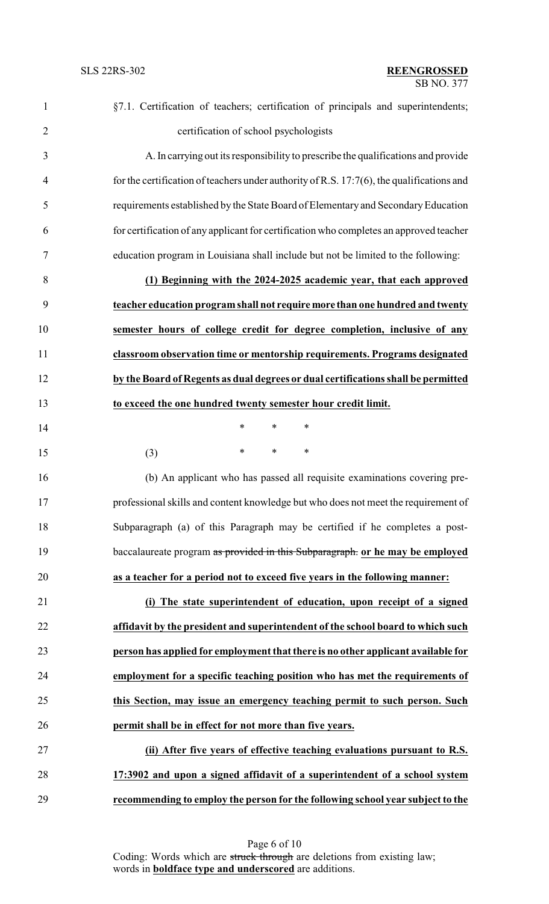§7.1. Certification of teachers; certification of principals and superintendents; certification of school psychologists

A. In carrying out its responsibility to prescribe the qualifications and provide for the certification of teachers under authority of R.S. 17:7(6), the qualifications and requirements established by the State Board of Elementary and Secondary Education for certification of any applicant for certification who completes an approved teacher education program in Louisiana shall include but not be limited to the following:

**(1) Beginning with the 2024-2025 academic year, that each approved teacher education program shall not require more than one hundred and twenty semester hours of college credit for degree completion, inclusive of any classroom observation time or mentorship requirements. Programs designated by the Board of Regents as dual degrees or dual certifications shall be permitted to exceed the one hundred twenty semester hour credit limit.**

\* \* \*

(3) \* \* \*

(b) An applicant who has passed all requisite examinations covering pre-professional skills and content knowledge but who does not meet the requirement of Subparagraph (a) of this Paragraph may be certified if he completes a post-baccalaureate program ~~as provided in this Subparagraph.~~ **or he may be employed as a teacher for a period not to exceed five years in the following manner:**

**(i) The state superintendent of education, upon receipt of a signed affidavit by the president and superintendent of the school board to which such person has applied for employment that there is no other applicant available for employment for a specific teaching position who has met the requirements of this Section, may issue an emergency teaching permit to such person. Such permit shall be in effect for not more than five years.**

**(ii) After five years of effective teaching evaluations pursuant to R.S. 17:3902 and upon a signed affidavit of a superintendent of a school system recommending to employ the person for the following school year subject to the**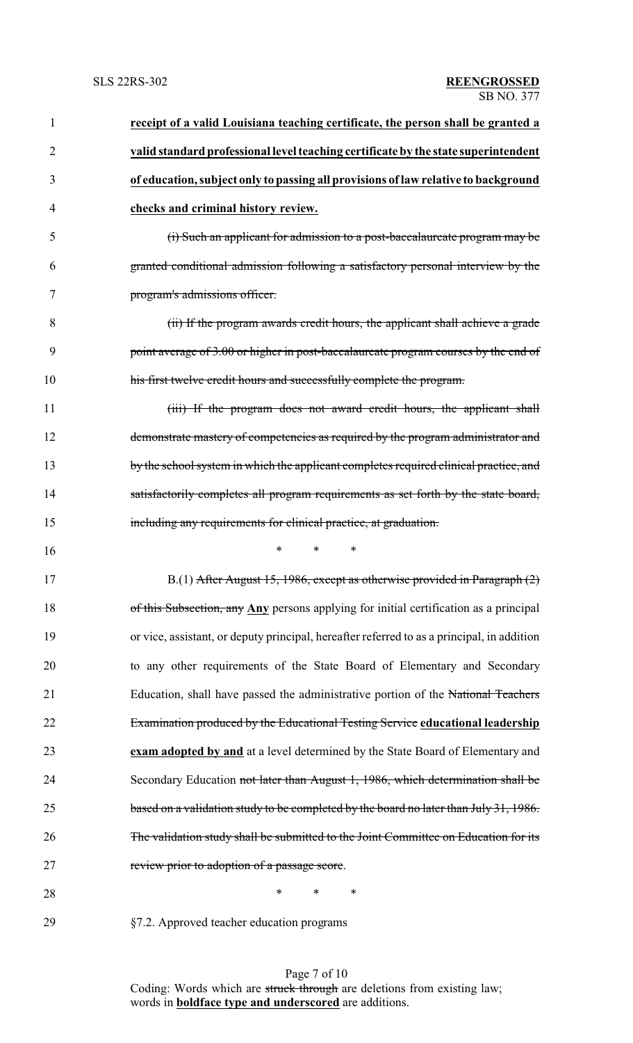**receipt of a valid Louisiana teaching certificate, the person shall be granted a valid standard professional level teaching certificate by the state superintendent of education, subject only to passing all provisions of law relative to background checks and criminal history review.**

~~(i) Such an applicant for admission to a post-baccalaureate program may be granted conditional admission following a satisfactory personal interview by the program's admissions officer.~~

~~(ii) If the program awards credit hours, the applicant shall achieve a grade point average of 3.00 or higher in post-baccalaureate program courses by the end of his first twelve credit hours and successfully complete the program.~~

~~(iii) If the program does not award credit hours, the applicant shall demonstrate mastery of competencies as required by the program administrator and by the school system in which the applicant completes required clinical practice, and satisfactorily completes all program requirements as set forth by the state board, including any requirements for clinical practice, at graduation.~~

\* \* \*

B.(1) ~~After August 15, 1986, except as otherwise provided in Paragraph (2) of this Subsection, any~~ **Any** persons applying for initial certification as a principal or vice, assistant, or deputy principal, hereafter referred to as a principal, in addition to any other requirements of the State Board of Elementary and Secondary Education, shall have passed the administrative portion of the ~~National Teachers Examination produced by the Educational Testing Service~~ **educational leadership exam adopted by and** at a level determined by the State Board of Elementary and Secondary Education ~~not later than August 1, 1986, which determination shall be based on a validation study to be completed by the board no later than July 31, 1986. The validation study shall be submitted to the Joint Committee on Education for its review prior to adoption of a passage score~~.

\* \* \*

§7.2. Approved teacher education programs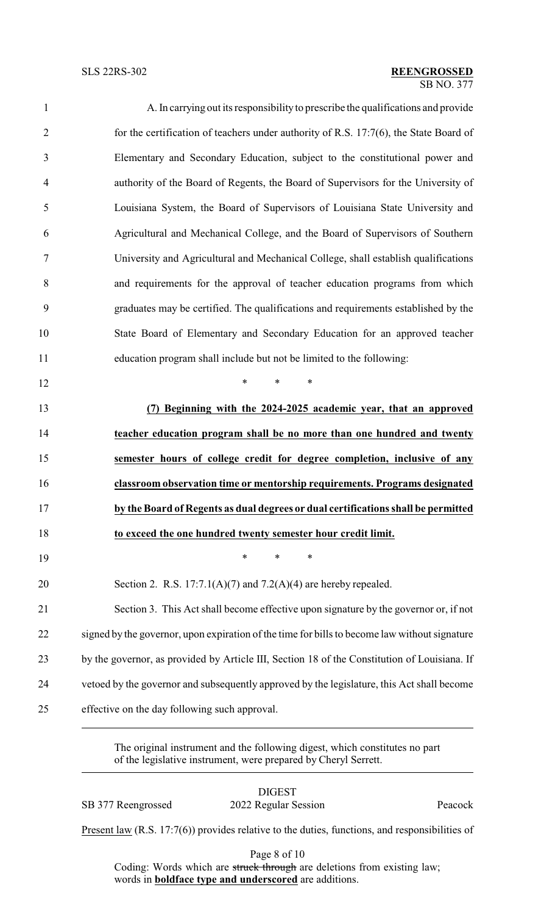A. In carrying out its responsibility to prescribe the qualifications and provide for the certification of teachers under authority of R.S. 17:7(6), the State Board of Elementary and Secondary Education, subject to the constitutional power and authority of the Board of Regents, the Board of Supervisors for the University of Louisiana System, the Board of Supervisors of Louisiana State University and Agricultural and Mechanical College, and the Board of Supervisors of Southern University and Agricultural and Mechanical College, shall establish qualifications and requirements for the approval of teacher education programs from which graduates may be certified. The qualifications and requirements established by the State Board of Elementary and Secondary Education for an approved teacher education program shall include but not be limited to the following:

\* \* \*

**(7) Beginning with the 2024-2025 academic year, that an approved teacher education program shall be no more than one hundred and twenty semester hours of college credit for degree completion, inclusive of any classroom observation time or mentorship requirements. Programs designated by the Board of Regents as dual degrees or dual certifications shall be permitted to exceed the one hundred twenty semester hour credit limit.**

\* \* \*

Section 2. R.S. 17:7.1(A)(7) and 7.2(A)(4) are hereby repealed.

Section 3. This Act shall become effective upon signature by the governor or, if not signed by the governor, upon expiration of the time for bills to become law without signature by the governor, as provided by Article III, Section 18 of the Constitution of Louisiana. If vetoed by the governor and subsequently approved by the legislature, this Act shall become effective on the day following such approval.

---

The original instrument and the following digest, which constitutes no part of the legislative instrument, were prepared by Cheryl Serrett.

---

DIGEST

SB 377 Reengrossed — 2022 Regular Session — Peacock

Present law (R.S. 17:7(6)) provides relative to the duties, functions, and responsibilities of

Coding: Words which are ~~struck through~~ are deletions from existing law; words in **boldface type and underscored** are additions.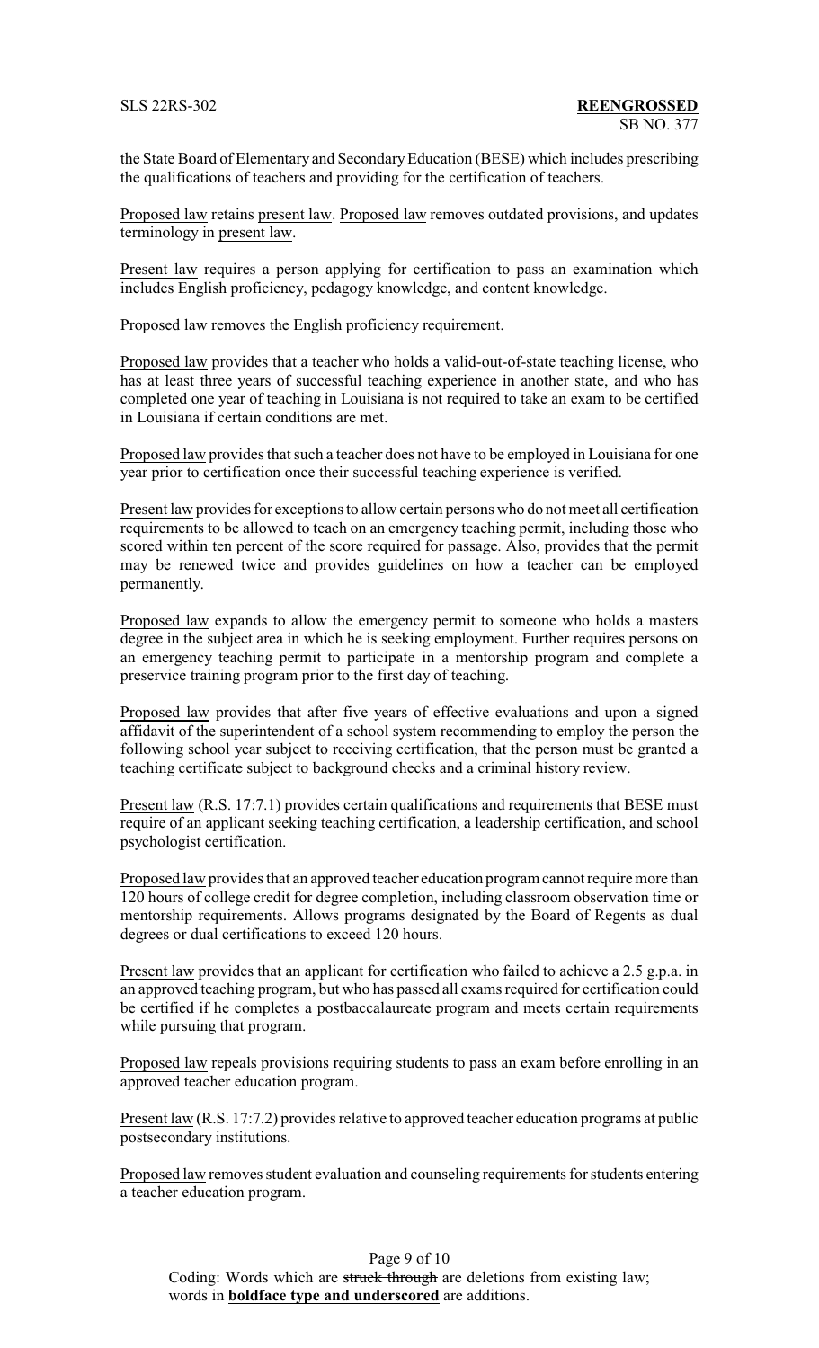the State Board of Elementary and Secondary Education (BESE) which includes prescribing the qualifications of teachers and providing for the certification of teachers.

Proposed law retains present law. Proposed law removes outdated provisions, and updates terminology in present law.

Present law requires a person applying for certification to pass an examination which includes English proficiency, pedagogy knowledge, and content knowledge.

Proposed law removes the English proficiency requirement.

Proposed law provides that a teacher who holds a valid-out-of-state teaching license, who has at least three years of successful teaching experience in another state, and who has completed one year of teaching in Louisiana is not required to take an exam to be certified in Louisiana if certain conditions are met.

Proposed law provides that such a teacher does not have to be employed in Louisiana for one year prior to certification once their successful teaching experience is verified.

Present law provides for exceptions to allow certain persons who do not meet all certification requirements to be allowed to teach on an emergency teaching permit, including those who scored within ten percent of the score required for passage. Also, provides that the permit may be renewed twice and provides guidelines on how a teacher can be employed permanently.

Proposed law expands to allow the emergency permit to someone who holds a masters degree in the subject area in which he is seeking employment. Further requires persons on an emergency teaching permit to participate in a mentorship program and complete a preservice training program prior to the first day of teaching.

Proposed law provides that after five years of effective evaluations and upon a signed affidavit of the superintendent of a school system recommending to employ the person the following school year subject to receiving certification, that the person must be granted a teaching certificate subject to background checks and a criminal history review.

Present law (R.S. 17:7.1) provides certain qualifications and requirements that BESE must require of an applicant seeking teaching certification, a leadership certification, and school psychologist certification.

Proposed law provides that an approved teacher education program cannot require more than 120 hours of college credit for degree completion, including classroom observation time or mentorship requirements. Allows programs designated by the Board of Regents as dual degrees or dual certifications to exceed 120 hours.

Present law provides that an applicant for certification who failed to achieve a 2.5 g.p.a. in an approved teaching program, but who has passed all exams required for certification could be certified if he completes a postbaccalaureate program and meets certain requirements while pursuing that program.

Proposed law repeals provisions requiring students to pass an exam before enrolling in an approved teacher education program.

Present law (R.S. 17:7.2) provides relative to approved teacher education programs at public postsecondary institutions.

Proposed law removes student evaluation and counseling requirements for students entering a teacher education program.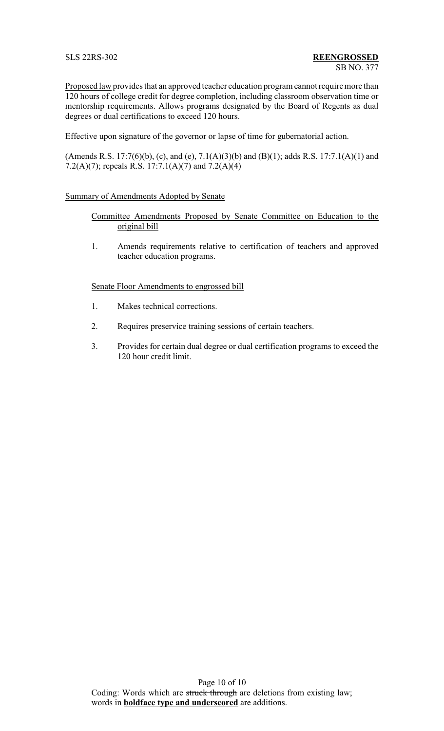Proposed law provides that an approved teacher education program cannot require more than 120 hours of college credit for degree completion, including classroom observation time or mentorship requirements. Allows programs designated by the Board of Regents as dual degrees or dual certifications to exceed 120 hours.

Effective upon signature of the governor or lapse of time for gubernatorial action.

(Amends R.S. 17:7(6)(b), (c), and (e), 7.1(A)(3)(b) and (B)(1); adds R.S. 17:7.1(A)(1) and 7.2(A)(7); repeals R.S. 17:7.1(A)(7) and 7.2(A)(4)

Summary of Amendments Adopted by Senate

Committee Amendments Proposed by Senate Committee on Education to the original bill

1. Amends requirements relative to certification of teachers and approved teacher education programs.

Senate Floor Amendments to engrossed bill

1. Makes technical corrections.
2. Requires preservice training sessions of certain teachers.
3. Provides for certain dual degree or dual certification programs to exceed the 120 hour credit limit.

Coding: Words which are ~~struck through~~ are deletions from existing law; words in **boldface type and underscored** are additions.